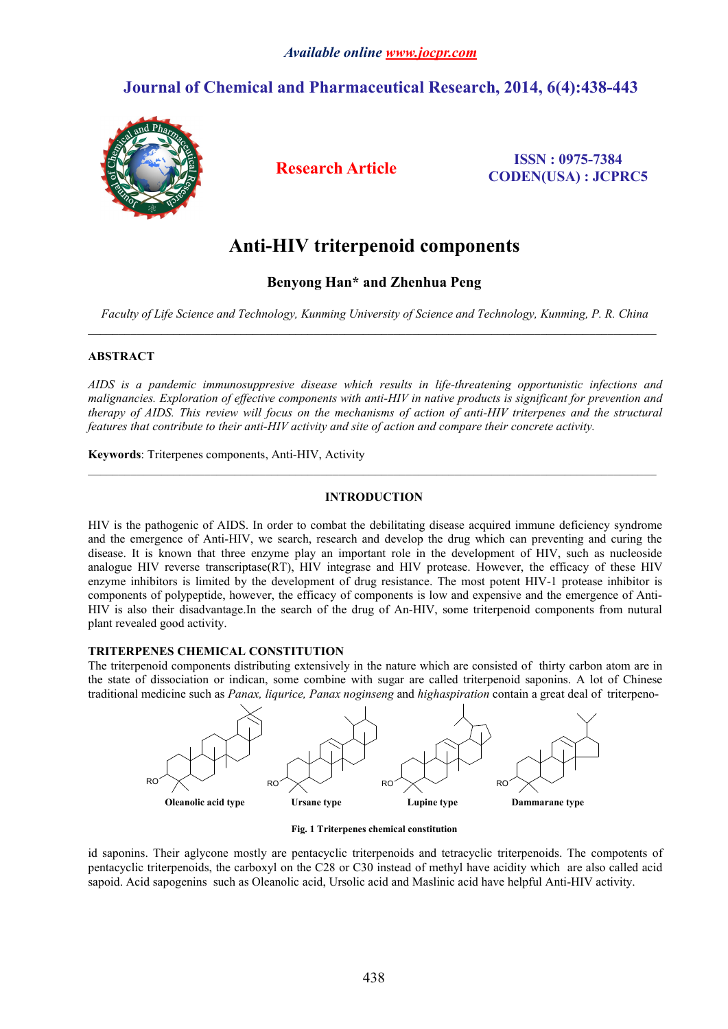# Anti-HIV triterpenoid components

**Benyong Han\* and Zhenhua Peng**

*Faculty of Life Science and Technology, Kunming University of Science and Technology, Kunming, P. R. China*

---

## ABSTRACT

*AIDS is a pandemic immunosuppresive disease which results in life-threatening opportunistic infections and malignancies. Exploration of effective components with anti-HIV in native products is significant for prevention and therapy of AIDS. This review will focus on the mechanisms of action of anti-HIV triterpenes and the structural features that contribute to their anti-HIV activity and site of action and compare their concrete activity.*

**Keywords**: Triterpenes components, Anti-HIV, Activity

---

## INTRODUCTION

HIV is the pathogenic of AIDS. In order to combat the debilitating disease acquired immune deficiency syndrome and the emergence of Anti-HIV, we search, research and develop the drug which can preventing and curing the disease. It is known that three enzyme play an important role in the development of HIV, such as nucleoside analogue HIV reverse transcriptase(RT), HIV integrase and HIV protease. However, the efficacy of these HIV enzyme inhibitors is limited by the development of drug resistance. The most potent HIV-1 protease inhibitor is components of polypeptide, however, the efficacy of components is low and expensive and the emergence of Anti-HIV is also their disadvantage.In the search of the drug of An-HIV, some triterpenoid components from nutural plant revealed good activity.

### TRITERPENES CHEMICAL CONSTITUTION

The triterpenoid components distributing extensively in the nature which are consisted of thirty carbon atom are in the state of dissociation or indican, some combine with sugar are called triterpenoid saponins. A lot of Chinese traditional medicine such as *Panax, liqurice, Panax noginseng* and *highaspiration* contain a great deal of triterpeno-

RO RO RO RO

**Oleanolic acid type** **Ursane type** **Lupine type** **Dammarane type**

**Fig. 1 Triterpenes chemical constitution**

id saponins. Their aglycone mostly are pentacyclic triterpenoids and tetracyclic triterpenoids. The compotents of pentacyclic triterpenoids, the carboxyl on the C28 or C30 instead of methyl have acidity which are also called acid sapoid. Acid sapogenins such as Oleanolic acid, Ursolic acid and Maslinic acid have helpful Anti-HIV activity.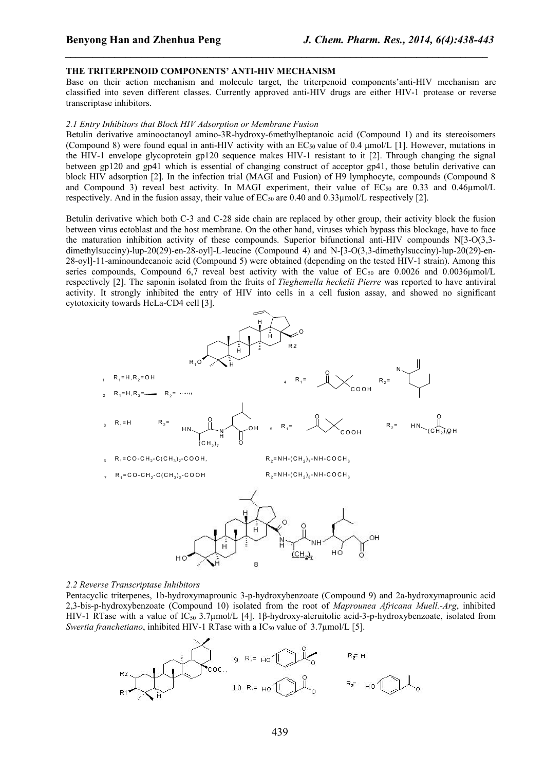## THE TRITERPENOID COMPONENTS' ANTI-HIV MECHANISM

Base on their action mechanism and molecule target, the triterpenoid components'anti-HIV mechanism are classified into seven different classes. Currently approved anti-HIV drugs are either HIV-1 protease or reverse transcriptase inhibitors.

### *2.1 Entry Inhibitors that Block HIV Adsorption or Membrane Fusion*

Betulin derivative aminooctanoyl amino-3R-hydroxy-6methylheptanoic acid (Compound 1) and its stereoisomers (Compound 8) were found equal in anti-HIV activity with an $EC_{50}$ value of 0.4 μmol/L [1]. However, mutations in the HIV-1 envelope glycoprotein gp120 sequence makes HIV-1 resistant to it [2]. Through changing the signal between gp120 and gp41 which is essential of changing construct of acceptor gp41, those betulin derivative can block HIV adsorption [2]. In the infection trial (MAGI and Fusion) of H9 lymphocyte, compounds (Compound 8 and Compound 3) reveal best activity. In MAGI experiment, their value of $EC_{50}$ are 0.33 and 0.46μmol/L respectively. And in the fusion assay, their value of $EC_{50}$ are 0.40 and 0.33μmol/L respectively [2].

Betulin derivative which both C-3 and C-28 side chain are replaced by other group, their activity block the fusion between virus ectoblast and the host membrane. On the other hand, viruses which bypass this blockage, have to face the maturation inhibition activity of these compounds. Superior bifunctional anti-HIV compounds N[3-O(3,3-dimethylsucciny)-lup-20(29)-en-28-oyl]-L-leucine (Compound 4) and N-[3-O(3,3-dimethylsucciny)-lup-20(29)-en-28-oyl]-11-aminoundecanoic acid (Compound 5) were obtained (depending on the tested HIV-1 strain). Among this series compounds, Compound 6,7 reveal best activity with the value of $EC_{50}$ are 0.0026 and 0.0036μmol/L respectively [2]. The saponin isolated from the fruits of *Tieghemella heckelii Pierre* was reported to have antiviral activity. It strongly inhibited the entry of HIV into cells in a cell fusion assay, and showed no significant cytotoxicity towards HeLa-CD4 cell [3].

1 $R_1$=H, $R_2$=OH

2 $R_1$=H, $R_2$=

3 $R_1$=H $R_2$=

4 $R_1$= $R_2$=

5 $R_1$= $R_2$=

6 $R_1$=CO-$CH_2$-C($CH_3$)$_2$-COOH, $R_2$=NH-($CH_2$)$_7$-NH-COC$H_3$

7 $R_1$=CO-$CH_2$-C($CH_3$)$_2$-COOH $R_2$=NH-($CH_2$)$_8$-NH-COC$H_3$

8

### *2.2 Reverse Transcriptase Inhibitors*

Pentacyclic triterpenes, 1b-hydroxymaprounic 3-p-hydroxybenzoate (Compound 9) and 2a-hydroxymaprounic acid 2,3-bis-p-hydroxybenzoate (Compound 10) isolated from the root of *Maprounea Africana Muell.-Arg*, inhibited HIV-1 RTase with a value of $IC_{50}$ 3.7μmol/L [4]. 1β-hydroxy-aleruitolic acid-3-p-hydroxybenzoate, isolated from *Swertia franchetiano*, inhibited HIV-1 RTase with a $IC_{50}$ value of 3.7μmol/L [5].

9 $R_1$= $R_2$= H

10 $R_1$= $R_2$=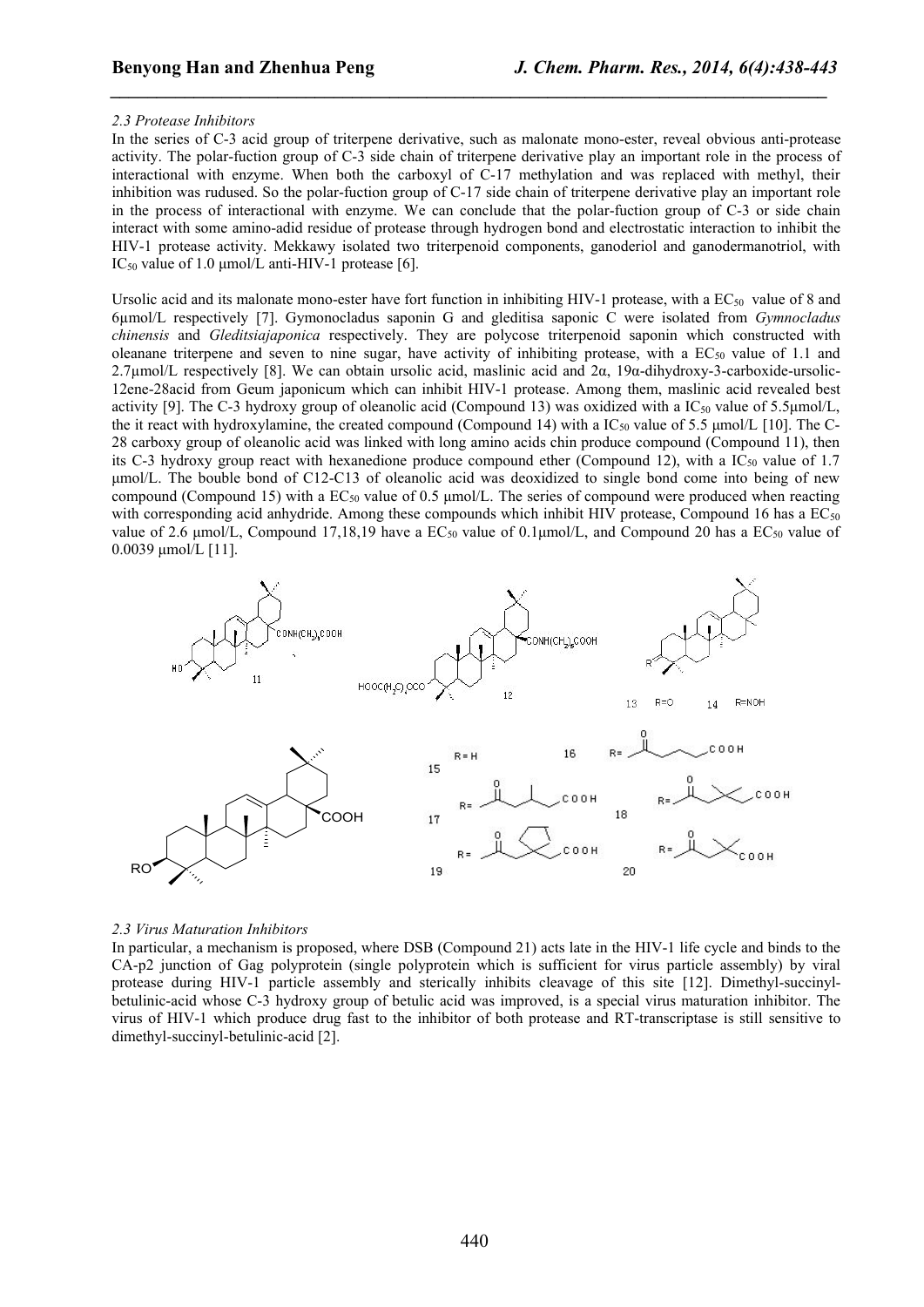### 2.3 Protease Inhibitors

In the series of C-3 acid group of triterpene derivative, such as malonate mono-ester, reveal obvious anti-protease activity. The polar-fuction group of C-3 side chain of triterpene derivative play an important role in the process of interactional with enzyme. When both the carboxyl of C-17 methylation and was replaced with methyl, their inhibition was rudused. So the polar-fuction group of C-17 side chain of triterpene derivative play an important role in the process of interactional with enzyme. We can conclude that the polar-fuction group of C-3 or side chain interact with some amino-adid residue of protease through hydrogen bond and electrostatic interaction to inhibit the HIV-1 protease activity. Mekkawy isolated two triterpenoid components, ganoderiol and ganodermanotriol, with $IC_{50}$ value of 1.0 μmol/L anti-HIV-1 protease [6].

Ursolic acid and its malonate mono-ester have fort function in inhibiting HIV-1 protease, with a $EC_{50}$ value of 8 and 6μmol/L respectively [7]. Gymonocladus saponin G and gleditisa saponic C were isolated from *Gymnocladus chinensis* and *Gleditsiajaponica* respectively. They are polycose triterpenoid saponin which constructed with oleanane triterpene and seven to nine sugar, have activity of inhibiting protease, with a $EC_{50}$ value of 1.1 and 2.7μmol/L respectively [8]. We can obtain ursolic acid, maslinic acid and 2α, 19α-dihydroxy-3-carboxide-ursolic-12ene-28acid from Geum japonicum which can inhibit HIV-1 protease. Among them, maslinic acid revealed best activity [9]. The C-3 hydroxy group of oleanolic acid (Compound 13) was oxidized with a $IC_{50}$ value of 5.5μmol/L, the it react with hydroxylamine, the created compound (Compound 14) with a $IC_{50}$ value of 5.5 μmol/L [10]. The C-28 carboxy group of oleanolic acid was linked with long amino acids chin produce compound (Compound 11), then its C-3 hydroxy group react with hexanedione produce compound ether (Compound 12), with a $IC_{50}$ value of 1.7 μmol/L. The bouble bond of C12-C13 of oleanolic acid was deoxidized to single bond come into being of new compound (Compound 15) with a $EC_{50}$ value of 0.5 μmol/L. The series of compound were produced when reacting with corresponding acid anhydride. Among these compounds which inhibit HIV protease, Compound 16 has a $EC_{50}$ value of 2.6 μmol/L, Compound 17,18,19 have a $EC_{50}$ value of 0.1μmol/L, and Compound 20 has a $EC_{50}$ value of 0.0039 μmol/L [11].

11 HO CONH(CH2)7COOH

12 HOOC(H2C)4OCO CONH(CH2)7COOH

13 R=O 14 R=NOH

RO COOH

15 R=H

16 R= C(O)CH2CH2CH2COOH

17

18

19

20

### 2.3 Virus Maturation Inhibitors

In particular, a mechanism is proposed, where DSB (Compound 21) acts late in the HIV-1 life cycle and binds to the CA-p2 junction of Gag polyprotein (single polyprotein which is sufficient for virus particle assembly) by viral protease during HIV-1 particle assembly and sterically inhibits cleavage of this site [12]. Dimethyl-succinyl-betulinic-acid whose C-3 hydroxy group of betulic acid was improved, is a special virus maturation inhibitor. The virus of HIV-1 which produce drug fast to the inhibitor of both protease and RT-transcriptase is still sensitive to dimethyl-succinyl-betulinic-acid [2].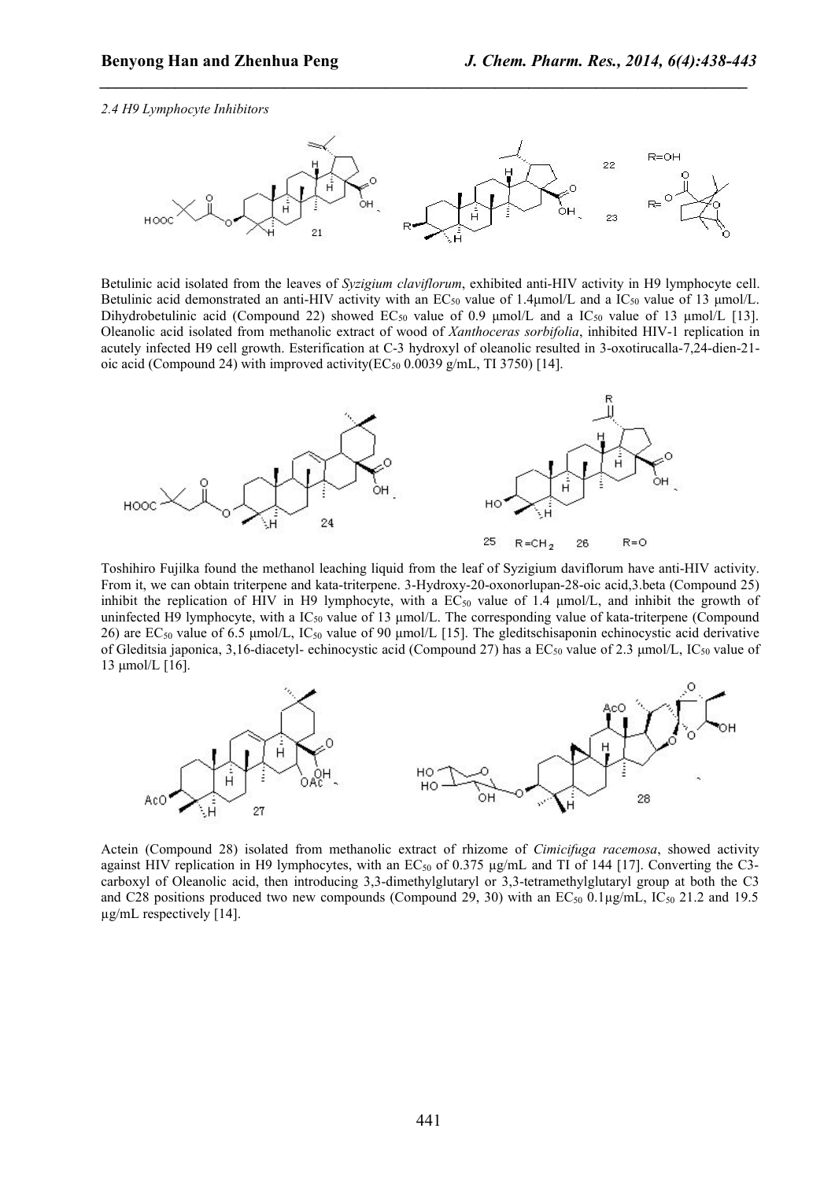*2.4 H9 Lymphocyte Inhibitors*

Betulinic acid isolated from the leaves of *Syzigium claviflorum*, exhibited anti-HIV activity in H9 lymphocyte cell. Betulinic acid demonstrated an anti-HIV activity with an $EC_{50}$ value of 1.4μmol/L and a $IC_{50}$ value of 13 μmol/L. Dihydrobetulinic acid (Compound 22) showed $EC_{50}$ value of 0.9 μmol/L and a $IC_{50}$ value of 13 μmol/L [13]. Oleanolic acid isolated from methanolic extract of wood of *Xanthoceras sorbifolia*, inhibited HIV-1 replication in acutely infected H9 cell growth. Esterification at C-3 hydroxyl of oleanolic resulted in 3-oxotirucalla-7,24-dien-21-oic acid (Compound 24) with improved activity($EC_{50}$ 0.0039 g/mL, TI 3750) [14].

Toshihiro Fujilka found the methanol leaching liquid from the leaf of Syzigium daviflorum have anti-HIV activity. From it, we can obtain triterpene and kata-triterpene. 3-Hydroxy-20-oxonorlupan-28-oic acid,3.beta (Compound 25) inhibit the replication of HIV in H9 lymphocyte, with a $EC_{50}$ value of 1.4 μmol/L, and inhibit the growth of uninfected H9 lymphocyte, with a $IC_{50}$ value of 13 μmol/L. The corresponding value of kata-triterpene (Compound 26) are $EC_{50}$ value of 6.5 μmol/L, $IC_{50}$ value of 90 μmol/L [15]. The gleditschisaponin echinocystic acid derivative of Gleditsia japonica, 3,16-diacetyl- echinocystic acid (Compound 27) has a $EC_{50}$ value of 2.3 μmol/L, $IC_{50}$ value of 13 μmol/L [16].

Actein (Compound 28) isolated from methanolic extract of rhizome of *Cimicifuga racemosa*, showed activity against HIV replication in H9 lymphocytes, with an $EC_{50}$ of 0.375 μg/mL and TI of 144 [17]. Converting the C3-carboxyl of Oleanolic acid, then introducing 3,3-dimethylglutaryl or 3,3-tetramethylglutaryl group at both the C3 and C28 positions produced two new compounds (Compound 29, 30) with an $EC_{50}$ 0.1μg/mL, $IC_{50}$ 21.2 and 19.5 μg/mL respectively [14].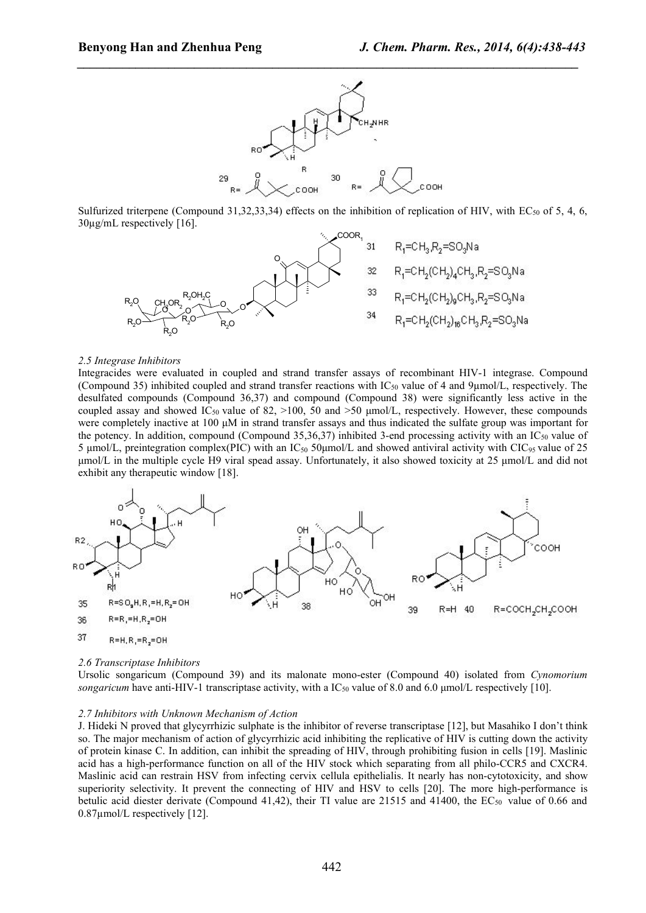29 R= (structure)   30 R= (structure)

Sulfurized triterpene (Compound 31,32,33,34) effects on the inhibition of replication of HIV, with $EC_{50}$ of 5, 4, 6, 30μg/mL respectively [16].

31 $R_1=CH_3, R_2=SO_3Na$

32 $R_1=CH_2(CH_2)_4CH_3, R_2=SO_3Na$

33 $R_1=CH_2(CH_2)_9CH_3, R_2=SO_3Na$

34 $R_1=CH_2(CH_2)_{16}CH_3, R_2=SO_3Na$

### 2.5 Integrase Inhibitors

Integracides were evaluated in coupled and strand transfer assays of recombinant HIV-1 integrase. Compound (Compound 35) inhibited coupled and strand transfer reactions with $IC_{50}$ value of 4 and 9μmol/L, respectively. The desulfated compounds (Compound 36,37) and compound (Compound 38) were significantly less active in the coupled assay and showed $IC_{50}$ value of 82, >100, 50 and >50 μmol/L, respectively. However, these compounds were completely inactive at 100 μM in strand transfer assays and thus indicated the sulfate group was important for the potency. In addition, compound (Compound 35,36,37) inhibited 3-end processing activity with an $IC_{50}$ value of 5 μmol/L, preintegration complex(PIC) with an $IC_{50}$ 50μmol/L and showed antiviral activity with $CIC_{95}$ value of 25 μmol/L in the multiple cycle H9 viral spead assay. Unfortunately, it also showed toxicity at 25 μmol/L and did not exhibit any therapeutic window [18].

35 $R=SO_3H, R_1=H, R_2=OH$

36 $R=R_1=H, R_2=OH$

37 $R=H, R_1=R_2=OH$

38

39 R=H  40 $R=COCH_2CH_2COOH$

### 2.6 Transcriptase Inhibitors

Ursolic songaricum (Compound 39) and its malonate mono-ester (Compound 40) isolated from *Cynomorium songaricum* have anti-HIV-1 transcriptase activity, with a $IC_{50}$ value of 8.0 and 6.0 μmol/L respectively [10].

### 2.7 Inhibitors with Unknown Mechanism of Action

J. Hideki N proved that glycyrrhizic sulphate is the inhibitor of reverse transcriptase [12], but Masahiko I don't think so. The major mechanism of action of glycyrrhizic acid inhibiting the replicative of HIV is cutting down the activity of protein kinase C. In addition, can inhibit the spreading of HIV, through prohibiting fusion in cells [19]. Maslinic acid has a high-performance function on all of the HIV stock which separating from all philo-CCR5 and CXCR4. Maslinic acid can restrain HSV from infecting cervix cellula epithelialis. It nearly has non-cytotoxicity, and show superiority selectivity. It prevent the connecting of HIV and HSV to cells [20]. The more high-performance is betulic acid diester derivate (Compound 41,42), their TI value are 21515 and 41400, the $EC_{50}$ value of 0.66 and 0.87μmol/L respectively [12].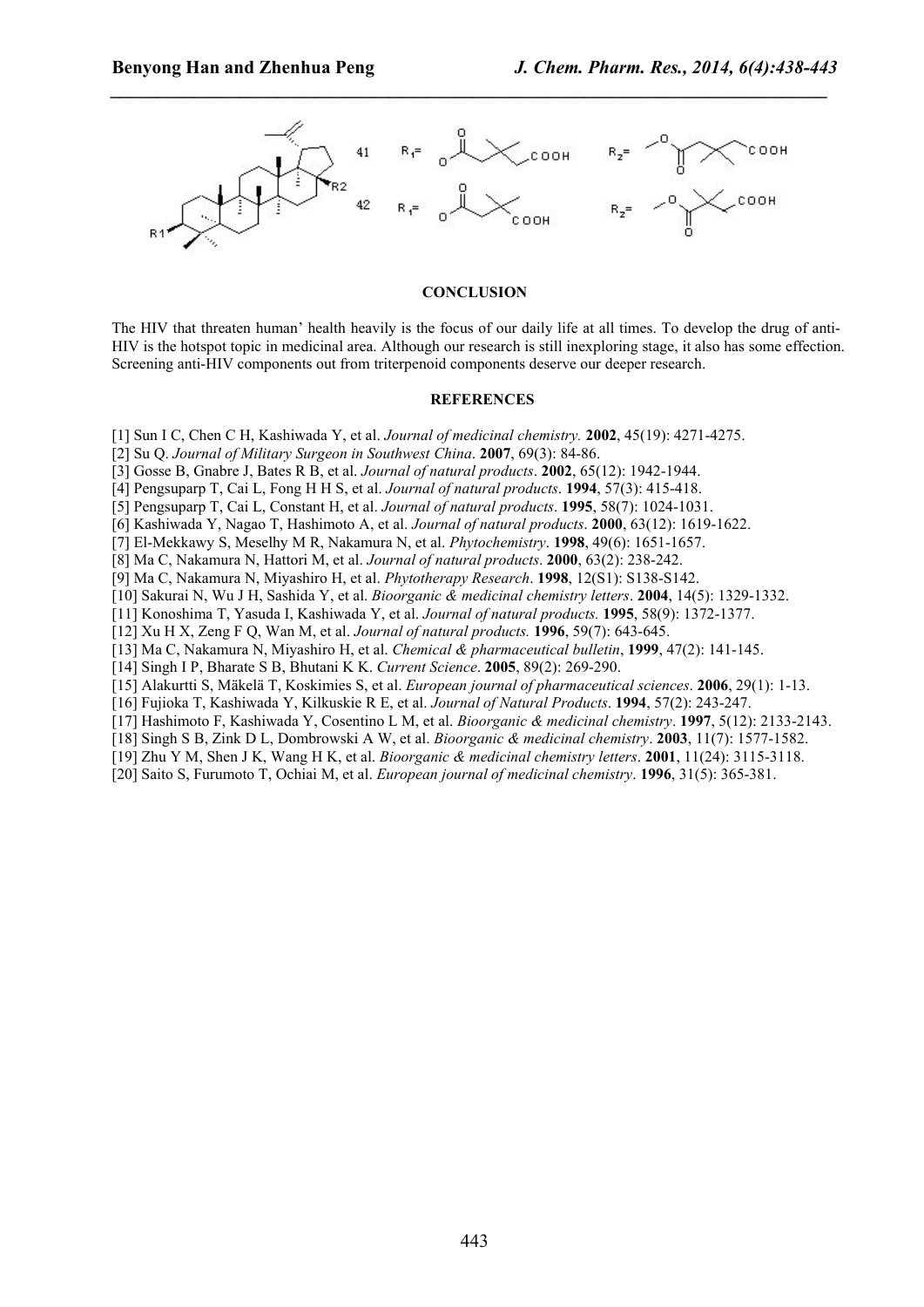41 $R_1$= $R_2$=

42 $R_1$= $R_2$=

## CONCLUSION

The HIV that threaten human' health heavily is the focus of our daily life at all times. To develop the drug of anti-HIV is the hotspot topic in medicinal area. Although our research is still inexploring stage, it also has some effection. Screening anti-HIV components out from triterpenoid components deserve our deeper research.

## REFERENCES

[1] Sun I C, Chen C H, Kashiwada Y, et al. *Journal of medicinal chemistry.* **2002**, 45(19): 4271-4275.
[2] Su Q. *Journal of Military Surgeon in Southwest China*. **2007**, 69(3): 84-86.
[3] Gosse B, Gnabre J, Bates R B, et al. *Journal of natural products*. **2002**, 65(12): 1942-1944.
[4] Pengsuparp T, Cai L, Fong H H S, et al. *Journal of natural products*. **1994**, 57(3): 415-418.
[5] Pengsuparp T, Cai L, Constant H, et al. *Journal of natural products*. **1995**, 58(7): 1024-1031.
[6] Kashiwada Y, Nagao T, Hashimoto A, et al. *Journal of natural products*. **2000**, 63(12): 1619-1622.
[7] El-Mekkawy S, Meselhy M R, Nakamura N, et al. *Phytochemistry*. **1998**, 49(6): 1651-1657.
[8] Ma C, Nakamura N, Hattori M, et al. *Journal of natural products*. **2000**, 63(2): 238-242.
[9] Ma C, Nakamura N, Miyashiro H, et al. *Phytotherapy Research*. **1998**, 12(S1): S138-S142.
[10] Sakurai N, Wu J H, Sashida Y, et al. *Bioorganic & medicinal chemistry letters*. **2004**, 14(5): 1329-1332.
[11] Konoshima T, Yasuda I, Kashiwada Y, et al. *Journal of natural products.* **1995**, 58(9): 1372-1377.
[12] Xu H X, Zeng F Q, Wan M, et al. *Journal of natural products.* **1996**, 59(7): 643-645.
[13] Ma C, Nakamura N, Miyashiro H, et al. *Chemical & pharmaceutical bulletin*, **1999**, 47(2): 141-145.
[14] Singh I P, Bharate S B, Bhutani K K. *Current Science*. **2005**, 89(2): 269-290.
[15] Alakurtti S, Mäkelä T, Koskimies S, et al. *European journal of pharmaceutical sciences*. **2006**, 29(1): 1-13.
[16] Fujioka T, Kashiwada Y, Kilkuskie R E, et al. *Journal of Natural Products*. **1994**, 57(2): 243-247.
[17] Hashimoto F, Kashiwada Y, Cosentino L M, et al. *Bioorganic & medicinal chemistry*. **1997**, 5(12): 2133-2143.
[18] Singh S B, Zink D L, Dombrowski A W, et al. *Bioorganic & medicinal chemistry*. **2003**, 11(7): 1577-1582.
[19] Zhu Y M, Shen J K, Wang H K, et al. *Bioorganic & medicinal chemistry letters*. **2001**, 11(24): 3115-3118.
[20] Saito S, Furumoto T, Ochiai M, et al. *European journal of medicinal chemistry*. **1996**, 31(5): 365-381.